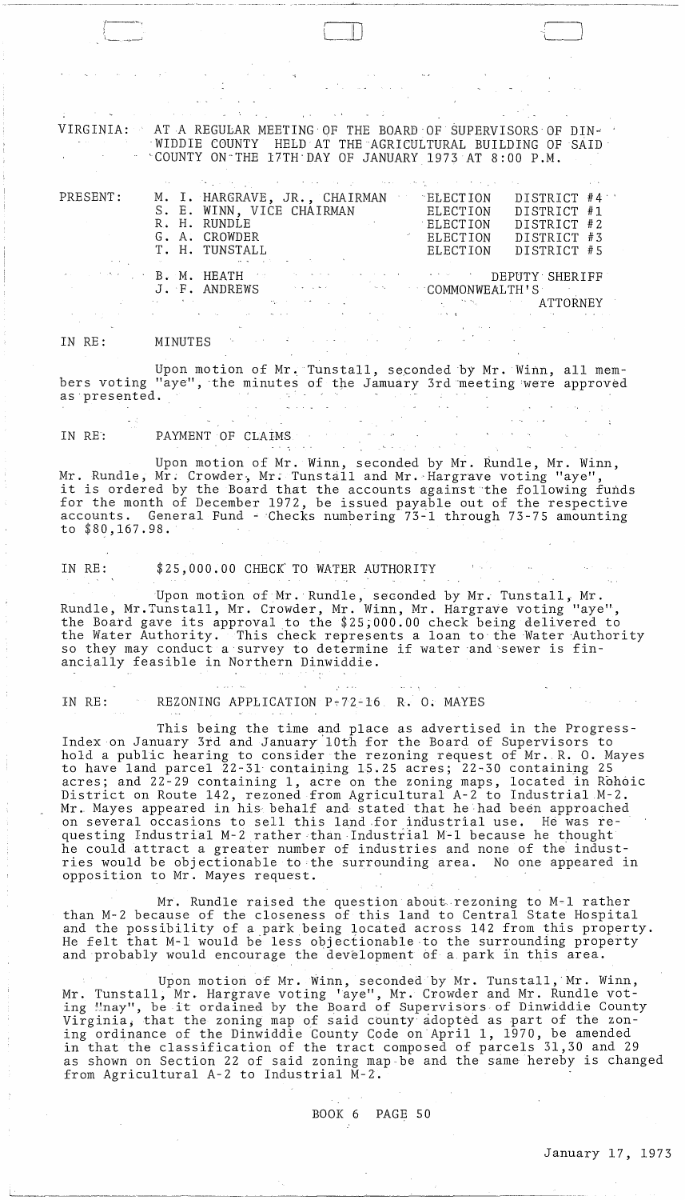VIRGINIA: AT A REGULAR MEETING OF THE BOARD OF SUPERVISORS OF DINWIDDIE COUNTY HELD AT THE AGRICULTURAL BUILDING OF SAID COUNTY ON THE 17TH DAY OF JANUARY 1973 AT 8:00 P.M.

| PRESENT: | | |
|---|---|---|
| | M. I. HARGRAVE, JR., CHAIRMAN | ELECTION DISTRICT #4 |
| | S. E. WINN, VICE CHAIRMAN | ELECTION DISTRICT #1 |
| | R. H. RUNDLE | ELECTION DISTRICT #2 |
| | G. A. CROWDER | ELECTION DISTRICT #3 |
| | T. H. TUNSTALL | ELECTION DISTRICT #5 |
| | B. M. HEATH | DEPUTY SHERIFF |
| | J. F. ANDREWS | COMMONWEALTH'S ATTORNEY |

IN RE: MINUTES

Upon motion of Mr. Tunstall, seconded by Mr. Winn, all members voting "aye", the minutes of the January 3rd meeting were approved as presented.

IN RE: PAYMENT OF CLAIMS

Upon motion of Mr. Winn, seconded by Mr. Rundle, Mr. Winn, Mr. Rundle, Mr. Crowder, Mr. Tunstall and Mr. Hargrave voting "aye", it is ordered by the Board that the accounts against the following funds for the month of December 1972, be issued payable out of the respective accounts. General Fund - Checks numbering 73-1 through 73-75 amounting to $80,167.98.

IN RE: $25,000.00 CHECK TO WATER AUTHORITY

Upon motion of Mr. Rundle, seconded by Mr. Tunstall, Mr. Rundle, Mr. Tunstall, Mr. Crowder, Mr. Winn, Mr. Hargrave voting "aye", the Board gave its approval to the $25,000.00 check being delivered to the Water Authority. This check represents a loan to the Water Authority so they may conduct a survey to determine if water and sewer is financially feasible in Northern Dinwiddie.

IN RE: REZONING APPLICATION P-72-16 R. O. MAYES

This being the time and place as advertised in the Progress-Index on January 3rd and January 10th for the Board of Supervisors to hold a public hearing to consider the rezoning request of Mr. R. O. Mayes to have land parcel 22-31 containing 15.25 acres; 22-30 containing 25 acres; and 22-29 containing 1, acre on the zoning maps, located in Rohoic District on Route 142, rezoned from Agricultural A-2 to Industrial M-2. Mr. Mayes appeared in his behalf and stated that he had been approached on several occasions to sell this land for industrial use. He was requesting Industrial M-2 rather than Industrial M-1 because he thought he could attract a greater number of industries and none of the industries would be objectionable to the surrounding area. No one appeared in opposition to Mr. Mayes request.

Mr. Rundle raised the question about rezoning to M-1 rather than M-2 because of the closeness of this land to Central State Hospital and the possibility of a park being located across 142 from this property. He felt that M-1 would be less objectionable to the surrounding property and probably would encourage the development of a park in this area.

Upon motion of Mr. Winn, seconded by Mr. Tunstall, Mr. Winn, Mr. Tunstall, Mr. Hargrave voting 'aye", Mr. Crowder and Mr. Rundle voting "nay", be it ordained by the Board of Supervisors of Dinwiddie County Virginia, that the zoning map of said county adopted as part of the zoning ordinance of the Dinwiddie County Code on April 1, 1970, be amended in that the classification of the tract composed of parcels 31,30 and 29 as shown on Section 22 of said zoning map be and the same hereby is changed from Agricultural A-2 to Industrial M-2.

BOOK 6 PAGE 50

January 17, 1973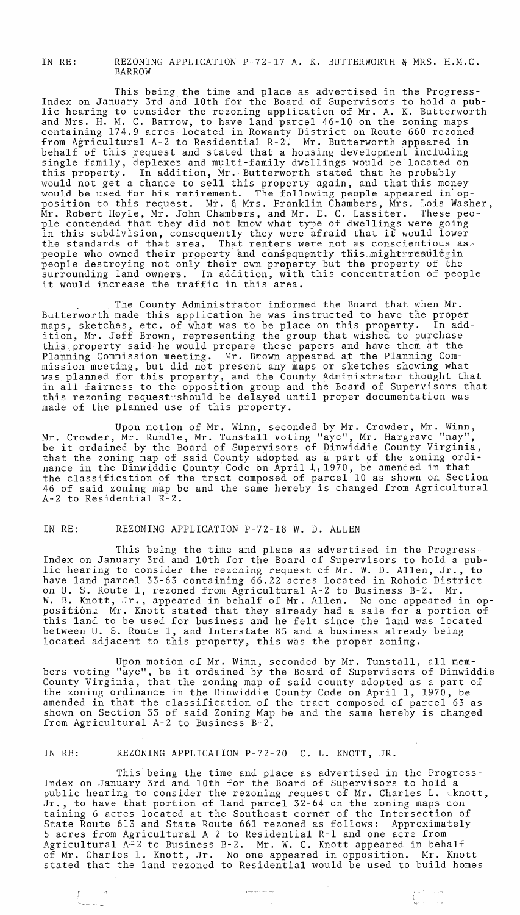IN RE: REZONING APPLICATION P-72-17 A. K. BUTTERWORTH & MRS. H.M.C. BARROW

This being the time and place as advertised in the Progress-Index on January 3rd and 10th for the Board of Supervisors to hold a public hearing to consider the rezoning application of Mr. A. K. Butterworth and Mrs. H. M. C. Barrow, to have land parcel 46-10 on the zoning maps containing 174.9 acres located in Rowanty District on Route 660 rezoned from Agricultural A-2 to Residential R-2. Mr. Butterworth appeared in behalf of this request and stated that a housing development including single family, deplexes and multi-family dwellings would be located on this property. In addition, Mr. Butterworth stated that he probably would not get a chance to sell this property again, and that this money would be used for his retirement. The following people appeared in opposition to this request. Mr. & Mrs. Franklin Chambers, Mrs. Lois Washer, Mr. Robert Hoyle, Mr. John Chambers, and Mr. E. C. Lassiter. These people contended that they did not know what type of dwellings were going in this subdivision, consequently they were afraid that it would lower the standards of that area. That renters were not as conscientious as people who owned their property and consequently this might result in people destroying not only their own property but the property of the surrounding land owners. In addition, with this concentration of people it would increase the traffic in this area.

The County Administrator informed the Board that when Mr. Butterworth made this application he was instructed to have the proper maps, sketches, etc. of what was to be place on this property. In addition, Mr. Jeff Brown, representing the group that wished to purchase this property said he would prepare these papers and have them at the Planning Commission meeting. Mr. Brown appeared at the Planning Commission meeting, but did not present any maps or sketches showing what was planned for this property, and the County Administrator thought that in all fairness to the opposition group and the Board of Supervisors that this rezoning request should be delayed until proper documentation was made of the planned use of this property.

Upon motion of Mr. Winn, seconded by Mr. Crowder, Mr. Winn, Mr. Crowder, Mr. Rundle, Mr. Tunstall voting "aye", Mr. Hargrave "nay", be it ordained by the Board of Supervisors of Dinwiddie County Virginia, that the zoning map of said County adopted as a part of the zoning ordinance in the Dinwiddie County Code on April 1, 1970, be amended in that the classification of the tract composed of parcel 10 as shown on Section 46 of said zoning map be and the same hereby is changed from Agricultural A-2 to Residential R-2.

IN RE: REZONING APPLICATION P-72-18 W. D. ALLEN

This being the time and place as advertised in the Progress-Index on January 3rd and 10th for the Board of Supervisors to hold a public hearing to consider the rezoning request of Mr. W. D. Allen, Jr., to have land parcel 33-63 containing 66.22 acres located in Rohoic District on U. S. Route 1, rezoned from Agricultural A-2 to Business B-2. Mr. W. B. Knott, Jr., appeared in behalf of Mr. Allen. No one appeared in opposition. Mr. Knott stated that they already had a sale for a portion of this land to be used for business and he felt since the land was located between U. S. Route 1, and Interstate 85 and a business already being located adjacent to this property, this was the proper zoning.

Upon motion of Mr. Winn, seconded by Mr. Tunstall, all members voting "aye", be it ordained by the Board of Supervisors of Dinwiddie County Virginia, that the zoning map of said county adopted as a part of the zoning ordinance in the Dinwiddie County Code on April 1, 1970, be amended in that the classification of the tract composed of parcel 63 as shown on Section 33 of said Zoning Map be and the same hereby is changed from Agricultural A-2 to Business B-2.

IN RE: REZONING APPLICATION P-72-20 C. L. KNOTT, JR.

This being the time and place as advertised in the Progress-Index on January 3rd and 10th for the Board of Supervisors to hold a public hearing to consider the rezoning request of Mr. Charles L. Knott, Jr., to have that portion of land parcel 32-64 on the zoning maps containing 6 acres located at the Southeast corner of the Intersection of State Route 613 and State Route 661 rezoned as follows: Approximately 5 acres from Agricultural A-2 to Residential R-1 and one acre from Agricultural A-2 to Business B-2. Mr. W. C. Knott appeared in behalf of Mr. Charles L. Knott, Jr. No one appeared in opposition. Mr. Knott stated that the land rezoned to Residential would be used to build homes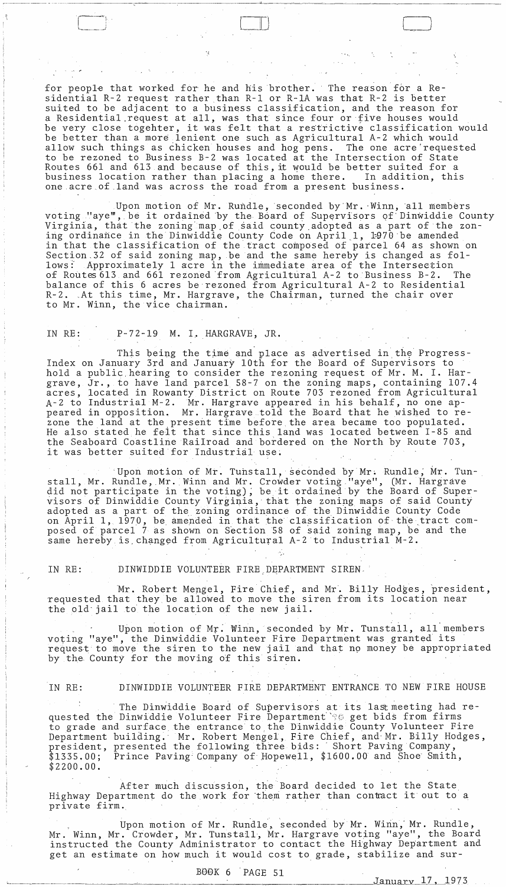for people that worked for he and his brother. The reason for a Residential R-2 request rather than R-1 or R-1A was that R-2 is better suited to be adjacent to a business classification, and the reason for a Residential request at all, was that since four or five houses would be very close togehter, it was felt that a restrictive classification would be better than a more lenient one such as Agricultural A-2 which would allow such things as chicken houses and hog pens. The one acre requested to be rezoned to Business B-2 was located at the Intersection of State Routes 661 and 613 and because of this, it would be better suited for a business location rather than placing a home there. In addition, this one acre of land was across the road from a present business.

Upon motion of Mr. Rundle, seconded by Mr. Winn, all members voting "aye", be it ordained by the Board of Supervisors of Dinwiddie County Virginia, that the zoning map of said county adopted as a part of the zoning ordinance in the Dinwiddie County Code on April 1, 1970 be amended in that the classification of the tract composed of parcel 64 as shown on Section 32 of said zoning map, be and the same hereby is changed as follows: Approximately 1 acre in the immediate area of the Intersection of Routes 613 and 661 rezoned from Agricultural A-2 to Business B-2. The balance of this 6 acres be rezoned from Agricultural A-2 to Residential R-2. At this time, Mr. Hargrave, the Chairman, turned the chair over to Mr. Winn, the vice chairman.

IN RE: P-72-19 M. I. HARGRAVE, JR.

This being the time and place as advertised in the Progress-Index on January 3rd and January 10th for the Board of Supervisors to hold a public hearing to consider the rezoning request of Mr. M. I. Hargrave, Jr., to have land parcel 58-7 on the zoning maps, containing 107.4 acres, located in Rowanty District on Route 703 rezoned from Agricultural A-2 to Industrial M-2. Mr. Hargrave appeared in his behalf, no one appeared in opposition. Mr. Hargrave told the Board that he wished to rezone the land at the present time before the area became too populated. He also stated he felt that since this land was located between I-85 and the Seaboard Coastline Railroad and bordered on the North by Route 703, it was better suited for Industrial use.

Upon motion of Mr. Tunstall, seconded by Mr. Rundle, Mr. Tunstall, Mr. Rundle, Mr. Winn and Mr. Crowder voting "aye", (Mr. Hargrave did not participate in the voting), be it ordained by the Board of Supervisors of Dinwiddie County Virginia, that the zoning maps of said County adopted as a part of the zoning ordinance of the Dinwiddie County Code on April 1, 1970, be amended in that the classification of the tract composed of parcel 7 as shown on Section 58 of said zoning map, be and the same hereby is changed from Agricultural A-2 to Industrial M-2.

IN RE: DINWIDDIE VOLUNTEER FIRE DEPARTMENT SIREN

Mr. Robert Mengel, Fire Chief, and Mr. Billy Hodges, president, requested that they be allowed to move the siren from its location near the old jail to the location of the new jail.

Upon motion of Mr. Winn, seconded by Mr. Tunstall, all members voting "aye", the Dinwiddie Volunteer Fire Department was granted its request to move the siren to the new jail and that no money be appropriated by the County for the moving of this siren.

IN RE: DINWIDDIE VOLUNTEER FIRE DEPARTMENT ENTRANCE TO NEW FIRE HOUSE

The Dinwiddie Board of Supervisors at its last meeting had requested the Dinwiddie Volunteer Fire Department to get bids from firms to grade and surface the entrance to the Dinwiddie County Volunteer Fire Department building. Mr. Robert Mengel, Fire Chief, and Mr. Billy Hodges, president, presented the following three bids: Short Paving Company, \$1335.00; Prince Paving Company of Hopewell, \$1600.00 and Shoe Smith, \$2200.00.

After much discussion, the Board decided to let the State Highway Department do the work for them rather than contract it out to a private firm.

Upon motion of Mr. Rundle, seconded by Mr. Winn, Mr. Rundle, Mr. Winn, Mr. Crowder, Mr. Tunstall, Mr. Hargrave voting "aye", the Board instructed the County Administrator to contact the Highway Department and get an estimate on how much it would cost to grade, stabilize and sur-

BOOK 6 PAGE 51

January 17, 1973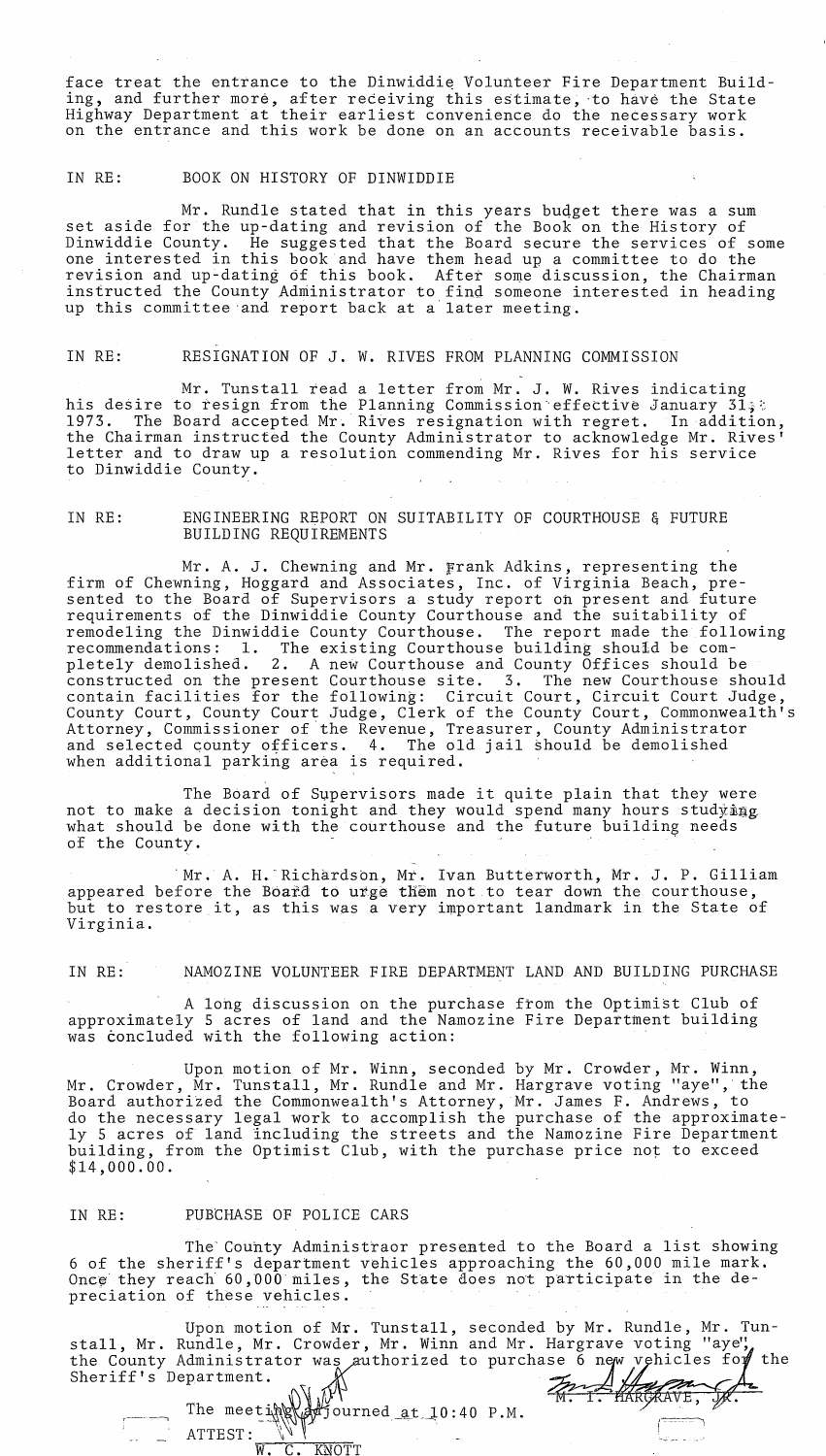face treat the entrance to the Dinwiddie Volunteer Fire Department Building, and further more, after receiving this estimate, to have the State Highway Department at their earliest convenience do the necessary work on the entrance and this work be done on an accounts receivable basis.

IN RE: BOOK ON HISTORY OF DINWIDDIE

Mr. Rundle stated that in this years budget there was a sum set aside for the up-dating and revision of the Book on the History of Dinwiddie County. He suggested that the Board secure the services of some one interested in this book and have them head up a committee to do the revision and up-dating of this book. After some discussion, the Chairman instructed the County Administrator to find someone interested in heading up this committee and report back at a later meeting.

IN RE: RESIGNATION OF J. W. RIVES FROM PLANNING COMMISSION

Mr. Tunstall read a letter from Mr. J. W. Rives indicating his desire to resign from the Planning Commission effective January 31, 1973. The Board accepted Mr. Rives resignation with regret. In addition, the Chairman instructed the County Administrator to acknowledge Mr. Rives' letter and to draw up a resolution commending Mr. Rives for his service to Dinwiddie County.

IN RE: ENGINEERING REPORT ON SUITABILITY OF COURTHOUSE & FUTURE BUILDING REQUIREMENTS

Mr. A. J. Chewning and Mr. Frank Adkins, representing the firm of Chewning, Hoggard and Associates, Inc. of Virginia Beach, presented to the Board of Supervisors a study report on present and future requirements of the Dinwiddie County Courthouse and the suitability of remodeling the Dinwiddie County Courthouse. The report made the following recommendations: 1. The existing Courthouse building should be completely demolished. 2. A new Courthouse and County Offices should be constructed on the present Courthouse site. 3. The new Courthouse should contain facilities for the following: Circuit Court, Circuit Court Judge, County Court, County Court Judge, Clerk of the County Court, Commonwealth's Attorney, Commissioner of the Revenue, Treasurer, County Administrator and selected county officers. 4. The old jail should be demolished when additional parking area is required.

The Board of Supervisors made it quite plain that they were not to make a decision tonight and they would spend many hours studying what should be done with the courthouse and the future building needs of the County.

Mr. A. H. Richardson, Mr. Ivan Butterworth, Mr. J. P. Gilliam appeared before the Board to urge them not to tear down the courthouse, but to restore it, as this was a very important landmark in the State of Virginia.

IN RE: NAMOZINE VOLUNTEER FIRE DEPARTMENT LAND AND BUILDING PURCHASE

A long discussion on the purchase from the Optimist Club of approximately 5 acres of land and the Namozine Fire Department building was concluded with the following action:

Upon motion of Mr. Winn, seconded by Mr. Crowder, Mr. Winn, Mr. Crowder, Mr. Tunstall, Mr. Rundle and Mr. Hargrave voting "aye", the Board authorized the Commonwealth's Attorney, Mr. James F. Andrews, to do the necessary legal work to accomplish the purchase of the approximately 5 acres of land including the streets and the Namozine Fire Department building, from the Optimist Club, with the purchase price not to exceed $14,000.00.

IN RE: PUBCHASE OF POLICE CARS

The County Administraor presented to the Board a list showing 6 of the sheriff's department vehicles approaching the 60,000 mile mark. Once they reach 60,000 miles, the State does not participate in the depreciation of these vehicles.

Upon motion of Mr. Tunstall, seconded by Mr. Rundle, Mr. Tunstall, Mr. Rundle, Mr. Crowder, Mr. Winn and Mr. Hargrave voting "aye", the County Administrator was authorized to purchase 6 new vehicles for the Sheriff's Department.

The meeting adjourned at 10:40 P.M.

M. I. HARGRAVE, JR.

ATTEST:
W. C. KNOTT